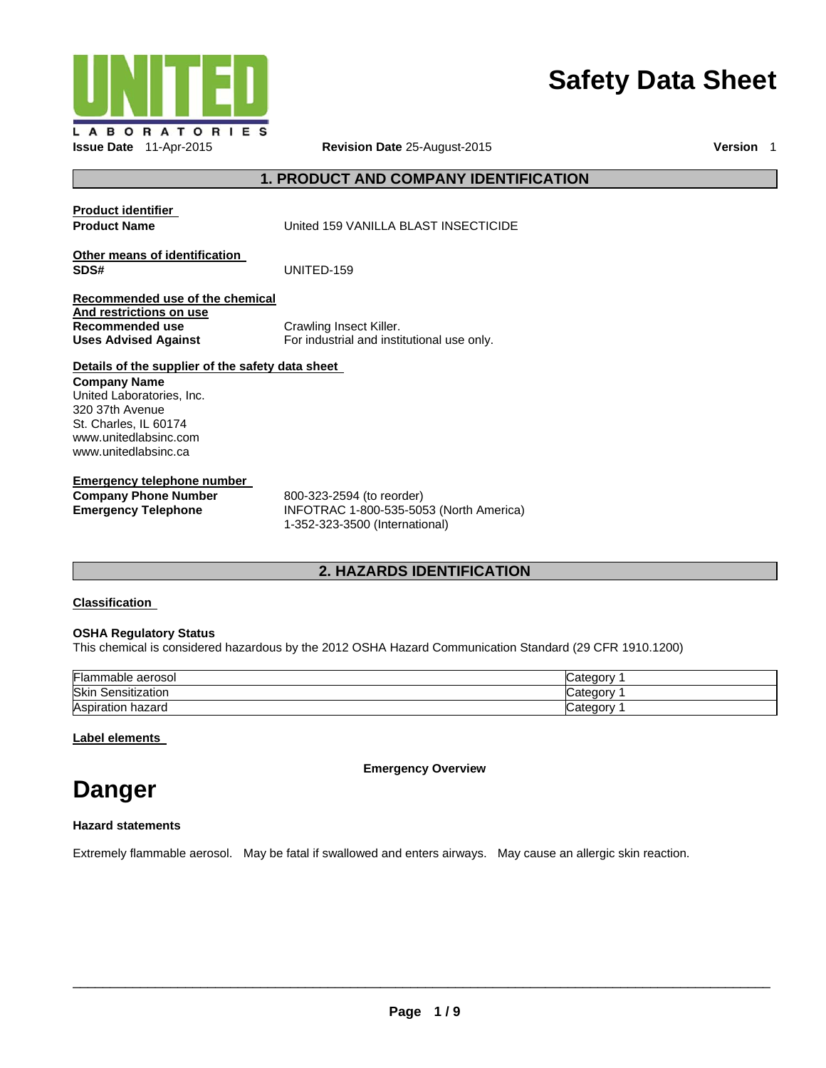UNITED LABORATORIES

# Safety Data Sheet

**Issue Date** 11-Apr-2015 **Revision Date** 25-August-2015 **Version** 1

## 1. PRODUCT AND COMPANY IDENTIFICATION

**Product identifier**

**Product Name** United 159 VANILLA BLAST INSECTICIDE

**Other means of identification**

**SDS#** UNITED-159

**Recommended use of the chemical And restrictions on use**

**Recommended use** Crawling Insect Killer.

**Uses Advised Against** For industrial and institutional use only.

**Details of the supplier of the safety data sheet**

**Company Name**
United Laboratories, Inc.
320 37th Avenue
St. Charles, IL 60174
www.unitedlabsinc.com
www.unitedlabsinc.ca

**Emergency telephone number**

**Company Phone Number** 800-323-2594 (to reorder)

**Emergency Telephone** INFOTRAC 1-800-535-5053 (North America)
1-352-323-3500 (International)

## 2. HAZARDS IDENTIFICATION

**Classification**

**OSHA Regulatory Status**
This chemical is considered hazardous by the 2012 OSHA Hazard Communication Standard (29 CFR 1910.1200)

| | |
|---|---|
| Flammable aerosol | Category 1 |
| Skin Sensitization | Category 1 |
| Aspiration hazard | Category 1 |

**Label elements**

**Emergency Overview**

# Danger

**Hazard statements**

Extremely flammable aerosol. May be fatal if swallowed and enters airways. May cause an allergic skin reaction.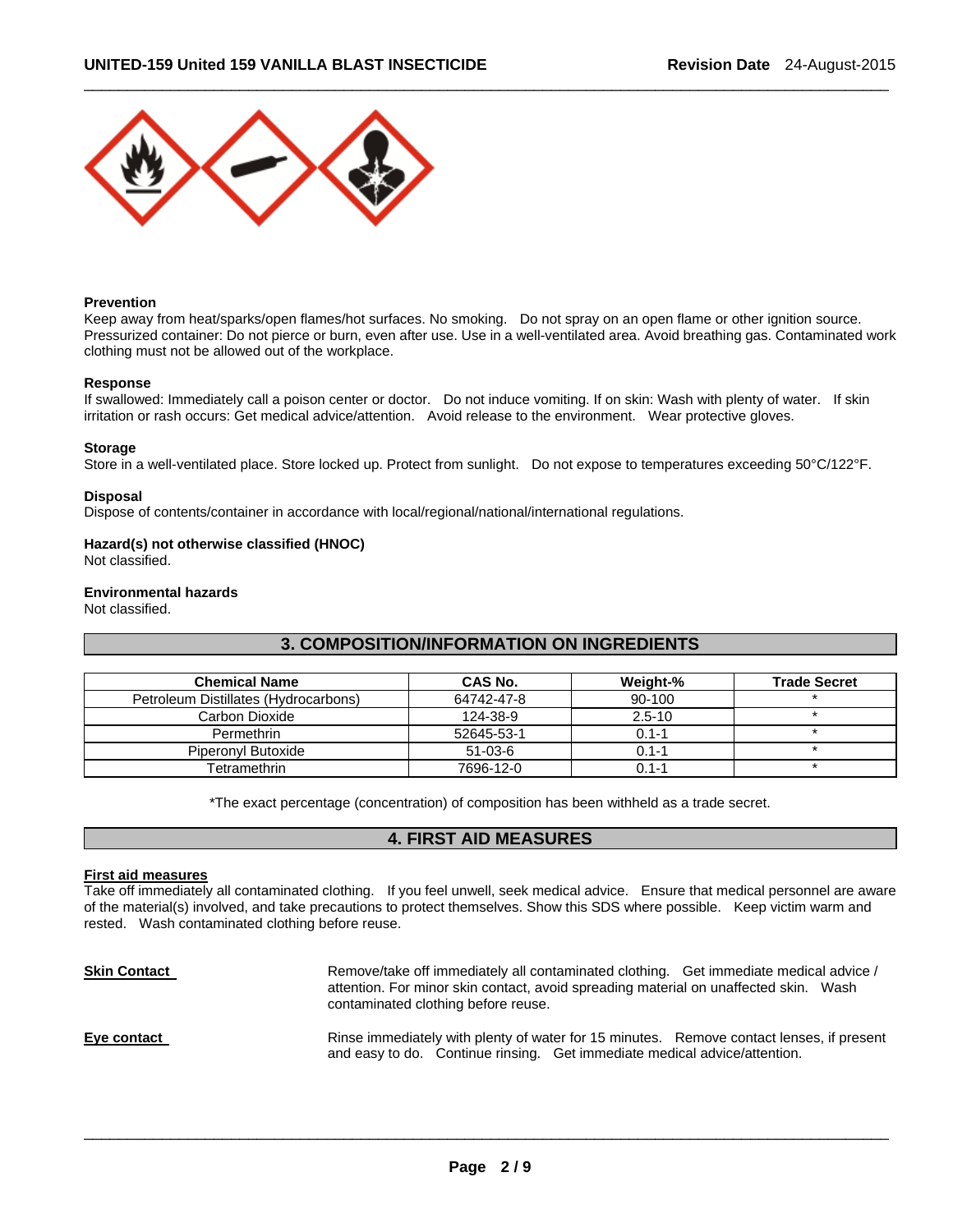**Prevention**

Keep away from heat/sparks/open flames/hot surfaces. No smoking. Do not spray on an open flame or other ignition source. Pressurized container: Do not pierce or burn, even after use. Use in a well-ventilated area. Avoid breathing gas. Contaminated work clothing must not be allowed out of the workplace.

**Response**

If swallowed: Immediately call a poison center or doctor. Do not induce vomiting. If on skin: Wash with plenty of water. If skin irritation or rash occurs: Get medical advice/attention. Avoid release to the environment. Wear protective gloves.

**Storage**

Store in a well-ventilated place. Store locked up. Protect from sunlight. Do not expose to temperatures exceeding 50°C/122°F.

**Disposal**

Dispose of contents/container in accordance with local/regional/national/international regulations.

**Hazard(s) not otherwise classified (HNOC)**

Not classified.

**Environmental hazards**

Not classified.

## 3. COMPOSITION/INFORMATION ON INGREDIENTS

| Chemical Name | CAS No. | Weight-% | Trade Secret |
|---|---|---|---|
| Petroleum Distillates (Hydrocarbons) | 64742-47-8 | 90-100 | * |
| Carbon Dioxide | 124-38-9 | 2.5-10 | * |
| Permethrin | 52645-53-1 | 0.1-1 | * |
| Piperonyl Butoxide | 51-03-6 | 0.1-1 | * |
| Tetramethrin | 7696-12-0 | 0.1-1 | * |

*The exact percentage (concentration) of composition has been withheld as a trade secret.

## 4. FIRST AID MEASURES

**First aid measures**

Take off immediately all contaminated clothing. If you feel unwell, seek medical advice. Ensure that medical personnel are aware of the material(s) involved, and take precautions to protect themselves. Show this SDS where possible. Keep victim warm and rested. Wash contaminated clothing before reuse.

**Skin Contact**

Remove/take off immediately all contaminated clothing. Get immediate medical advice / attention. For minor skin contact, avoid spreading material on unaffected skin. Wash contaminated clothing before reuse.

**Eye contact**

Rinse immediately with plenty of water for 15 minutes. Remove contact lenses, if present and easy to do. Continue rinsing. Get immediate medical advice/attention.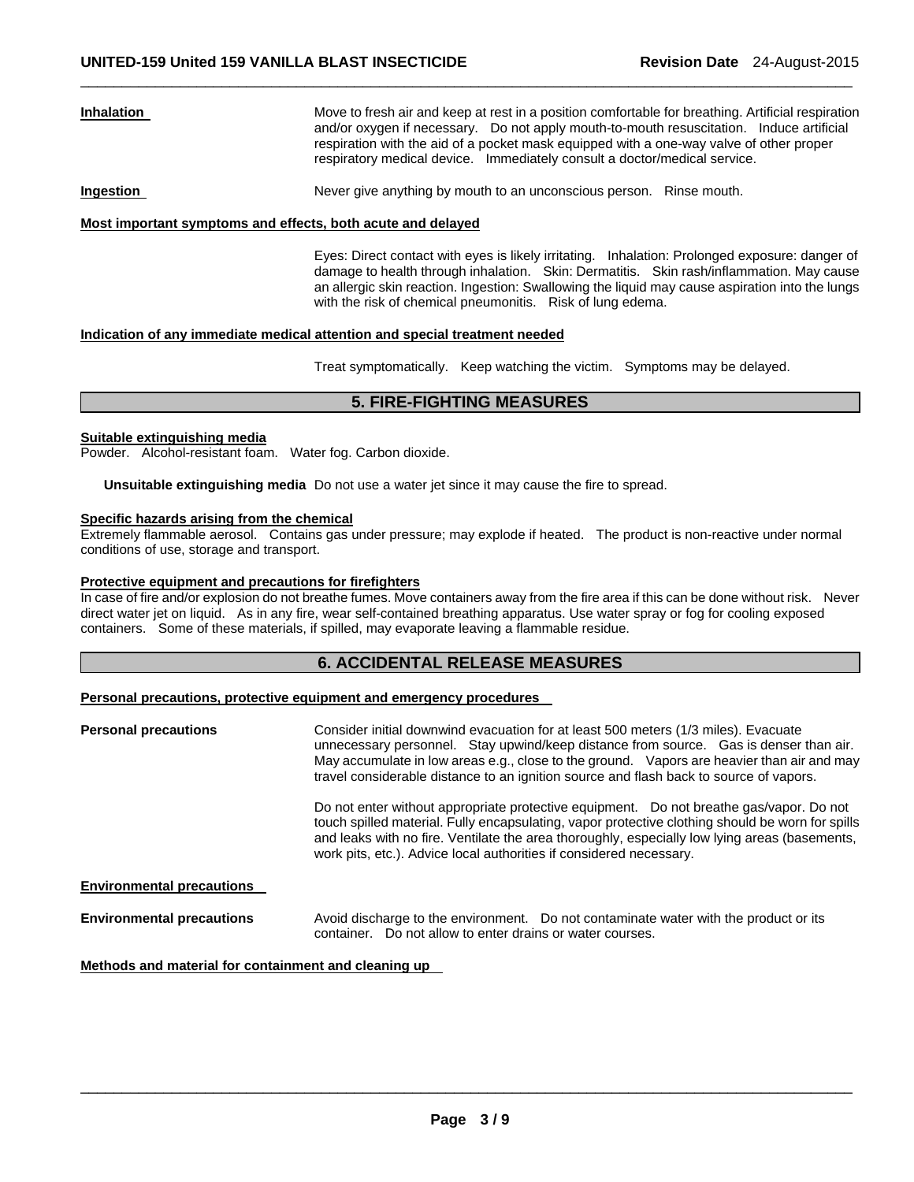**Inhalation**

Move to fresh air and keep at rest in a position comfortable for breathing. Artificial respiration and/or oxygen if necessary. Do not apply mouth-to-mouth resuscitation. Induce artificial respiration with the aid of a pocket mask equipped with a one-way valve of other proper respiratory medical device. Immediately consult a doctor/medical service.

**Ingestion**

Never give anything by mouth to an unconscious person. Rinse mouth.

**Most important symptoms and effects, both acute and delayed**

Eyes: Direct contact with eyes is likely irritating. Inhalation: Prolonged exposure: danger of damage to health through inhalation. Skin: Dermatitis. Skin rash/inflammation. May cause an allergic skin reaction. Ingestion: Swallowing the liquid may cause aspiration into the lungs with the risk of chemical pneumonitis. Risk of lung edema.

**Indication of any immediate medical attention and special treatment needed**

Treat symptomatically. Keep watching the victim. Symptoms may be delayed.

## 5. FIRE-FIGHTING MEASURES

**Suitable extinguishing media**

Powder. Alcohol-resistant foam. Water fog. Carbon dioxide.

**Unsuitable extinguishing media** Do not use a water jet since it may cause the fire to spread.

**Specific hazards arising from the chemical**

Extremely flammable aerosol. Contains gas under pressure; may explode if heated. The product is non-reactive under normal conditions of use, storage and transport.

**Protective equipment and precautions for firefighters**

In case of fire and/or explosion do not breathe fumes. Move containers away from the fire area if this can be done without risk. Never direct water jet on liquid. As in any fire, wear self-contained breathing apparatus. Use water spray or fog for cooling exposed containers. Some of these materials, if spilled, may evaporate leaving a flammable residue.

## 6. ACCIDENTAL RELEASE MEASURES

**Personal precautions, protective equipment and emergency procedures**

**Personal precautions**

Consider initial downwind evacuation for at least 500 meters (1/3 miles). Evacuate unnecessary personnel. Stay upwind/keep distance from source. Gas is denser than air. May accumulate in low areas e.g., close to the ground. Vapors are heavier than air and may travel considerable distance to an ignition source and flash back to source of vapors.

Do not enter without appropriate protective equipment. Do not breathe gas/vapor. Do not touch spilled material. Fully encapsulating, vapor protective clothing should be worn for spills and leaks with no fire. Ventilate the area thoroughly, especially low lying areas (basements, work pits, etc.). Advice local authorities if considered necessary.

**Environmental precautions**

**Environmental precautions**

Avoid discharge to the environment. Do not contaminate water with the product or its container. Do not allow to enter drains or water courses.

**Methods and material for containment and cleaning up**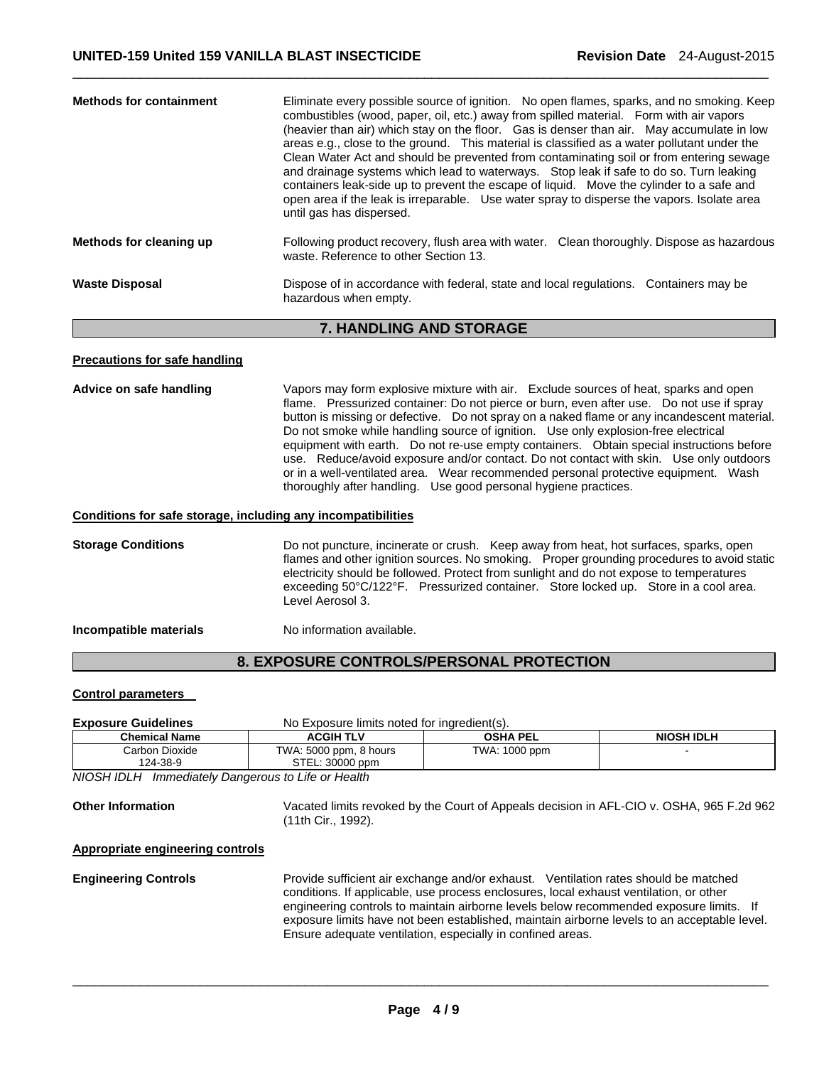**Methods for containment**

Eliminate every possible source of ignition. No open flames, sparks, and no smoking. Keep combustibles (wood, paper, oil, etc.) away from spilled material. Form with air vapors (heavier than air) which stay on the floor. Gas is denser than air. May accumulate in low areas e.g., close to the ground. This material is classified as a water pollutant under the Clean Water Act and should be prevented from contaminating soil or from entering sewage and drainage systems which lead to waterways. Stop leak if safe to do so. Turn leaking containers leak-side up to prevent the escape of liquid. Move the cylinder to a safe and open area if the leak is irreparable. Use water spray to disperse the vapors. Isolate area until gas has dispersed.

**Methods for cleaning up**

Following product recovery, flush area with water. Clean thoroughly. Dispose as hazardous waste. Reference to other Section 13.

**Waste Disposal**

Dispose of in accordance with federal, state and local regulations. Containers may be hazardous when empty.

## 7. HANDLING AND STORAGE

**Precautions for safe handling**

**Advice on safe handling**

Vapors may form explosive mixture with air. Exclude sources of heat, sparks and open flame. Pressurized container: Do not pierce or burn, even after use. Do not use if spray button is missing or defective. Do not spray on a naked flame or any incandescent material. Do not smoke while handling source of ignition. Use only explosion-free electrical equipment with earth. Do not re-use empty containers. Obtain special instructions before use. Reduce/avoid exposure and/or contact. Do not contact with skin. Use only outdoors or in a well-ventilated area. Wear recommended personal protective equipment. Wash thoroughly after handling. Use good personal hygiene practices.

**Conditions for safe storage, including any incompatibilities**

**Storage Conditions**

Do not puncture, incinerate or crush. Keep away from heat, hot surfaces, sparks, open flames and other ignition sources. No smoking. Proper grounding procedures to avoid static electricity should be followed. Protect from sunlight and do not expose to temperatures exceeding 50°C/122°F. Pressurized container. Store locked up. Store in a cool area. Level Aerosol 3.

**Incompatible materials**

No information available.

## 8. EXPOSURE CONTROLS/PERSONAL PROTECTION

**Control parameters**

**Exposure Guidelines** No Exposure limits noted for ingredient(s).

| Chemical Name | ACGIH TLV | OSHA PEL | NIOSH IDLH |
|---|---|---|---|
| Carbon Dioxide<br>124-38-9 | TWA: 5000 ppm, 8 hours<br>STEL: 30000 ppm | TWA: 1000 ppm | - |

*NIOSH IDLH Immediately Dangerous to Life or Health*

**Other Information**

Vacated limits revoked by the Court of Appeals decision in AFL-CIO v. OSHA, 965 F.2d 962 (11th Cir., 1992).

**Appropriate engineering controls**

**Engineering Controls**

Provide sufficient air exchange and/or exhaust. Ventilation rates should be matched conditions. If applicable, use process enclosures, local exhaust ventilation, or other engineering controls to maintain airborne levels below recommended exposure limits. If exposure limits have not been established, maintain airborne levels to an acceptable level. Ensure adequate ventilation, especially in confined areas.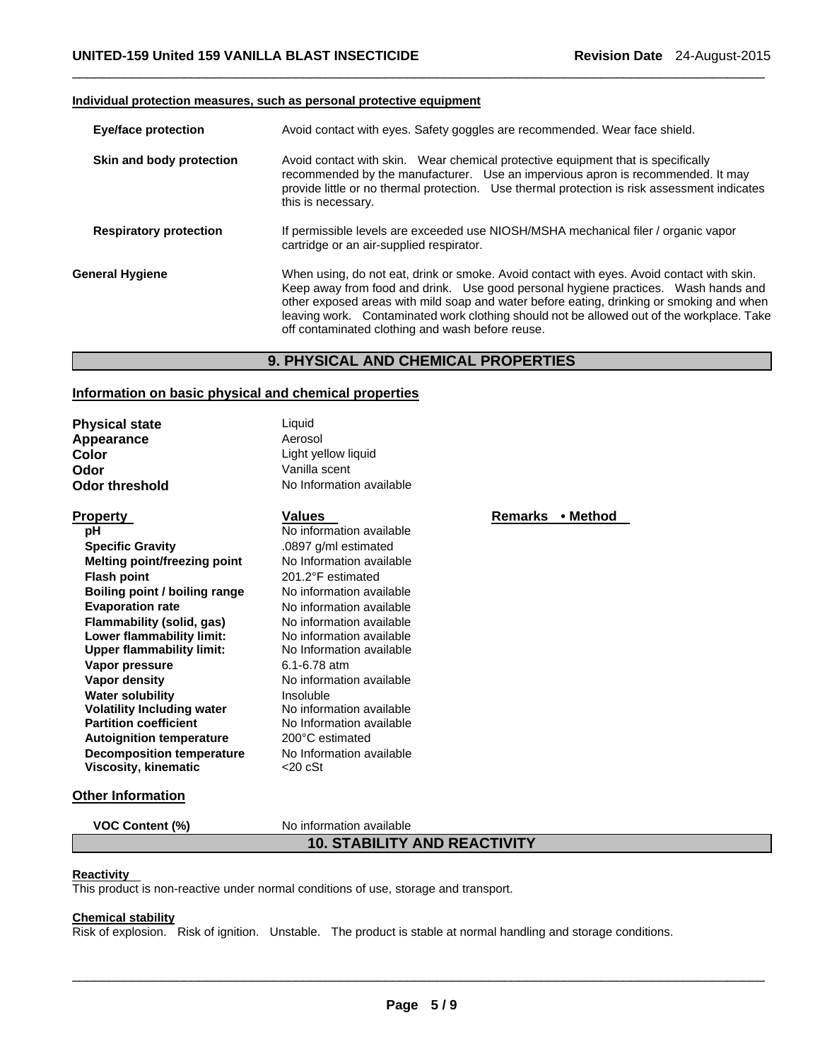**Individual protection measures, such as personal protective equipment**

**Eye/face protection** Avoid contact with eyes. Safety goggles are recommended. Wear face shield.

**Skin and body protection** Avoid contact with skin. Wear chemical protective equipment that is specifically recommended by the manufacturer. Use an impervious apron is recommended. It may provide little or no thermal protection. Use thermal protection is risk assessment indicates this is necessary.

**Respiratory protection** If permissible levels are exceeded use NIOSH/MSHA mechanical filer / organic vapor cartridge or an air-supplied respirator.

**General Hygiene** When using, do not eat, drink or smoke. Avoid contact with eyes. Avoid contact with skin. Keep away from food and drink. Use good personal hygiene practices. Wash hands and other exposed areas with mild soap and water before eating, drinking or smoking and when leaving work. Contaminated work clothing should not be allowed out of the workplace. Take off contaminated clothing and wash before reuse.

## 9. PHYSICAL AND CHEMICAL PROPERTIES

### Information on basic physical and chemical properties

**Physical state** Liquid
**Appearance** Aerosol
**Color** Light yellow liquid
**Odor** Vanilla scent
**Odor threshold** No Information available

| Property | Values | Remarks • Method |
|---|---|---|
| pH | No information available | |
| Specific Gravity | .0897 g/ml estimated | |
| Melting point/freezing point | No Information available | |
| Flash point | 201.2°F estimated | |
| Boiling point / boiling range | No information available | |
| Evaporation rate | No information available | |
| Flammability (solid, gas) | No information available | |
| Lower flammability limit: | No information available | |
| Upper flammability limit: | No Information available | |
| Vapor pressure | 6.1-6.78 atm | |
| Vapor density | No information available | |
| Water solubility | Insoluble | |
| Volatility Including water | No information available | |
| Partition coefficient | No Information available | |
| Autoignition temperature | 200°C estimated | |
| Decomposition temperature | No Information available | |
| Viscosity, kinematic | <20 cSt | |

### Other Information

**VOC Content (%)** No information available

## 10. STABILITY AND REACTIVITY

**Reactivity**
This product is non-reactive under normal conditions of use, storage and transport.

**Chemical stability**
Risk of explosion. Risk of ignition. Unstable. The product is stable at normal handling and storage conditions.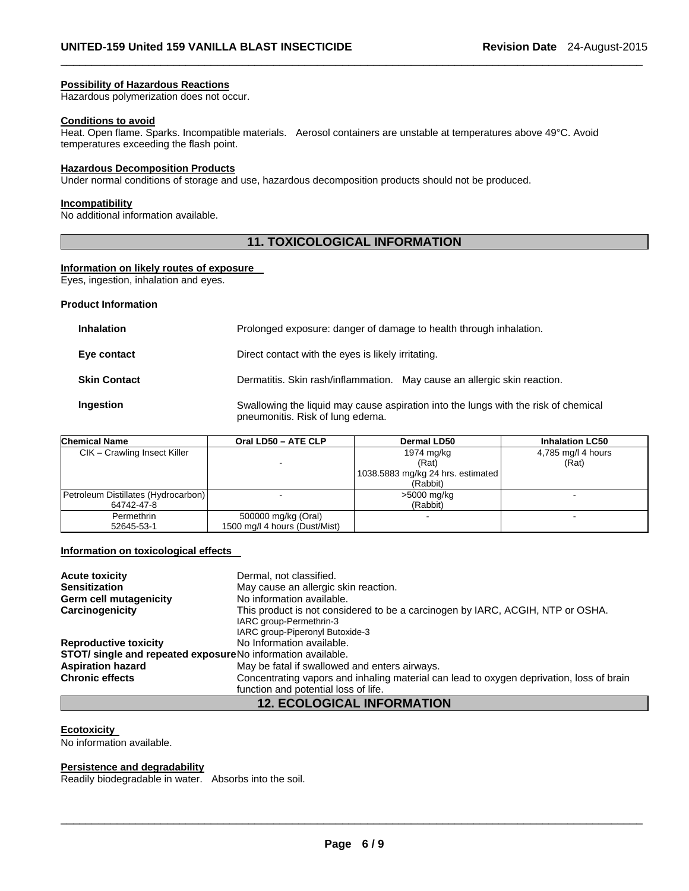#### Possibility of Hazardous Reactions

Hazardous polymerization does not occur.

#### Conditions to avoid

Heat. Open flame. Sparks. Incompatible materials.   Aerosol containers are unstable at temperatures above 49°C. Avoid temperatures exceeding the flash point.

#### Hazardous Decomposition Products

Under normal conditions of storage and use, hazardous decomposition products should not be produced.

#### Incompatibility

No additional information available.

## 11. TOXICOLOGICAL INFORMATION

#### Information on likely routes of exposure

Eyes, ingestion, inhalation and eyes.

**Product Information**

| | |
|---|---|
| **Inhalation** | Prolonged exposure: danger of damage to health through inhalation. |
| **Eye contact** | Direct contact with the eyes is likely irritating. |
| **Skin Contact** | Dermatitis. Skin rash/inflammation.   May cause an allergic skin reaction. |
| **Ingestion** | Swallowing the liquid may cause aspiration into the lungs with the risk of chemical pneumonitis. Risk of lung edema. |

| Chemical Name | Oral LD50 – ATE CLP | Dermal LD50 | Inhalation LC50 |
|---|---|---|---|
| CIK – Crawling Insect Killer | - | 1974 mg/kg (Rat) 1038.5883 mg/kg 24 hrs. estimated (Rabbit) | 4,785 mg/l 4 hours (Rat) |
| Petroleum Distillates (Hydrocarbon) 64742-47-8 | - | >5000 mg/kg (Rabbit) | - |
| Permethrin 52645-53-1 | 500000 mg/kg (Oral) 1500 mg/l 4 hours (Dust/Mist) | - | - |

#### Information on toxicological effects

| | |
|---|---|
| **Acute toxicity** | Dermal, not classified. |
| **Sensitization** | May cause an allergic skin reaction. |
| **Germ cell mutagenicity** | No information available. |
| **Carcinogenicity** | This product is not considered to be a carcinogen by IARC, ACGIH, NTP or OSHA. IARC group-Permethrin-3 IARC group-Piperonyl Butoxide-3 |
| **Reproductive toxicity** | No Information available. |
| **STOT/ single and repeated exposure** | No information available. |
| **Aspiration hazard** | May be fatal if swallowed and enters airways. |
| **Chronic effects** | Concentrating vapors and inhaling material can lead to oxygen deprivation, loss of brain function and potential loss of life. |

## 12. ECOLOGICAL INFORMATION

#### Ecotoxicity

No information available.

#### Persistence and degradability

Readily biodegradable in water.   Absorbs into the soil.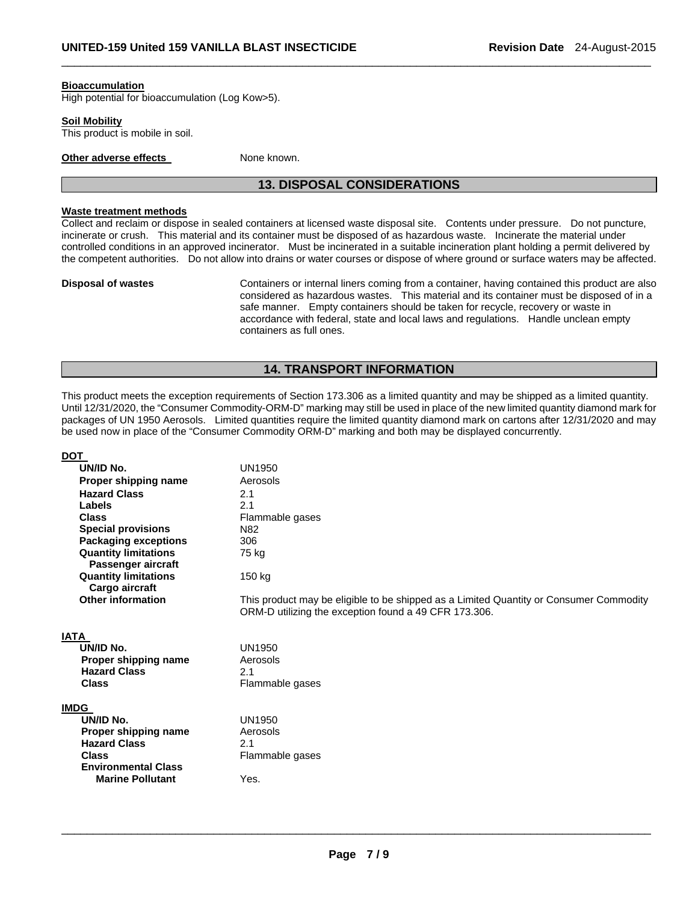**Bioaccumulation**
High potential for bioaccumulation (Log Kow>5).

**Soil Mobility**
This product is mobile in soil.

**Other adverse effects** None known.

## 13. DISPOSAL CONSIDERATIONS

**Waste treatment methods**
Collect and reclaim or dispose in sealed containers at licensed waste disposal site. Contents under pressure. Do not puncture, incinerate or crush. This material and its container must be disposed of as hazardous waste. Incinerate the material under controlled conditions in an approved incinerator. Must be incinerated in a suitable incineration plant holding a permit delivered by the competent authorities. Do not allow into drains or water courses or dispose of where ground or surface waters may be affected.

**Disposal of wastes** Containers or internal liners coming from a container, having contained this product are also considered as hazardous wastes. This material and its container must be disposed of in a safe manner. Empty containers should be taken for recycle, recovery or waste in accordance with federal, state and local laws and regulations. Handle unclean empty containers as full ones.

## 14. TRANSPORT INFORMATION

This product meets the exception requirements of Section 173.306 as a limited quantity and may be shipped as a limited quantity. Until 12/31/2020, the "Consumer Commodity-ORM-D" marking may still be used in place of the new limited quantity diamond mark for packages of UN 1950 Aerosols. Limited quantities require the limited quantity diamond mark on cartons after 12/31/2020 and may be used now in place of the "Consumer Commodity ORM-D" marking and both may be displayed concurrently.

**DOT**

| | |
|---|---|
| **UN/ID No.** | UN1950 |
| **Proper shipping name** | Aerosols |
| **Hazard Class** | 2.1 |
| **Labels** | 2.1 |
| **Class** | Flammable gases |
| **Special provisions** | N82 |
| **Packaging exceptions** | 306 |
| **Quantity limitations Passenger aircraft** | 75 kg |
| **Quantity limitations Cargo aircraft** | 150 kg |
| **Other information** | This product may be eligible to be shipped as a Limited Quantity or Consumer Commodity ORM-D utilizing the exception found a 49 CFR 173.306. |

**IATA**

| | |
|---|---|
| **UN/ID No.** | UN1950 |
| **Proper shipping name** | Aerosols |
| **Hazard Class** | 2.1 |
| **Class** | Flammable gases |

**IMDG**

| | |
|---|---|
| **UN/ID No.** | UN1950 |
| **Proper shipping name** | Aerosols |
| **Hazard Class** | 2.1 |
| **Class** | Flammable gases |
| **Environmental Class** | |
| **Marine Pollutant** | Yes. |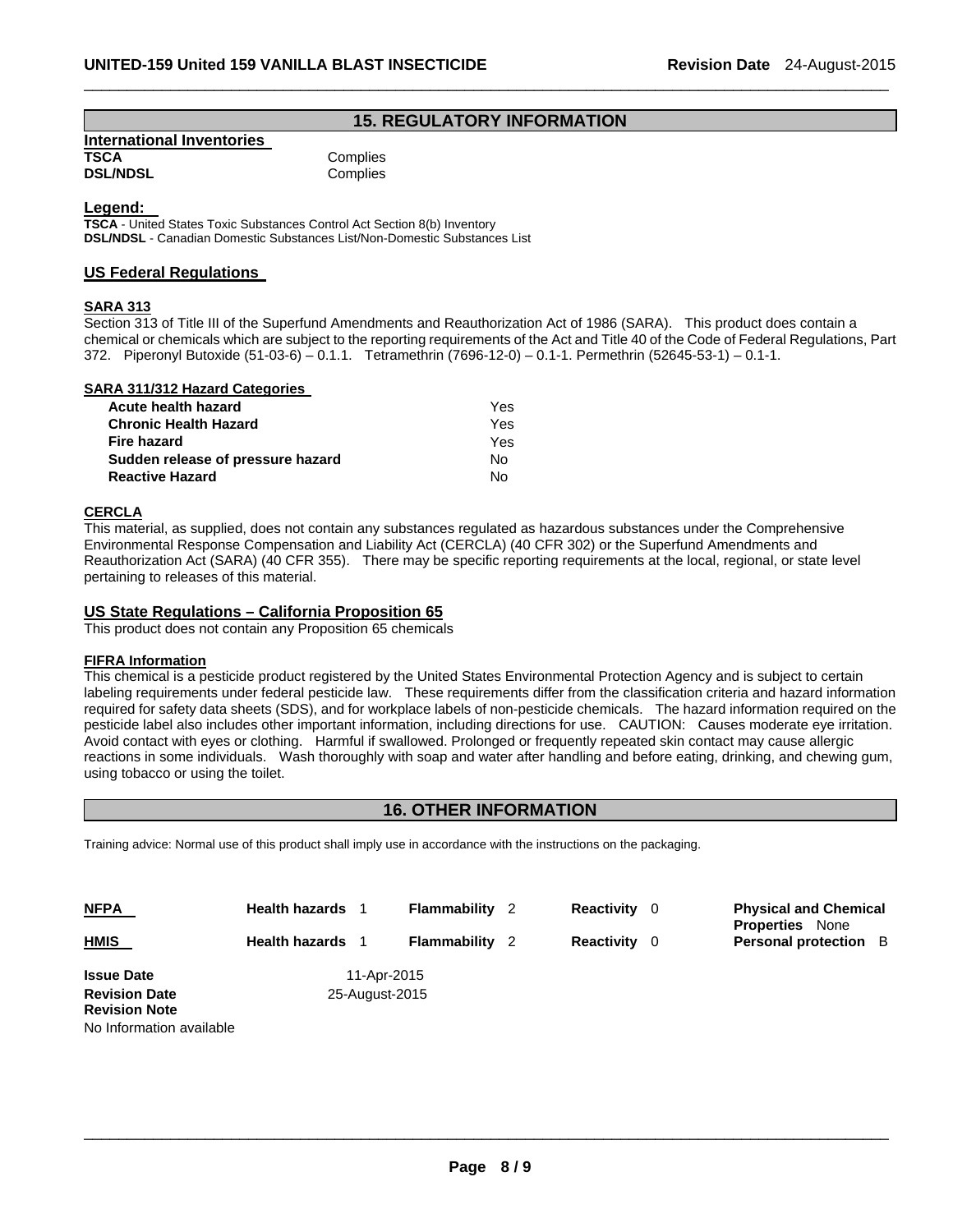## 15. REGULATORY INFORMATION

**International Inventories**

| | |
|---|---|
| **TSCA** | Complies |
| **DSL/NDSL** | Complies |

**Legend:**

**TSCA** - United States Toxic Substances Control Act Section 8(b) Inventory
**DSL/NDSL** - Canadian Domestic Substances List/Non-Domestic Substances List

### US Federal Regulations

**SARA 313**

Section 313 of Title III of the Superfund Amendments and Reauthorization Act of 1986 (SARA). This product does contain a chemical or chemicals which are subject to the reporting requirements of the Act and Title 40 of the Code of Federal Regulations, Part 372. Piperonyl Butoxide (51-03-6) – 0.1.1. Tetramethrin (7696-12-0) – 0.1-1. Permethrin (52645-53-1) – 0.1-1.

**SARA 311/312 Hazard Categories**

| | |
|---|---|
| **Acute health hazard** | Yes |
| **Chronic Health Hazard** | Yes |
| **Fire hazard** | Yes |
| **Sudden release of pressure hazard** | No |
| **Reactive Hazard** | No |

**CERCLA**

This material, as supplied, does not contain any substances regulated as hazardous substances under the Comprehensive Environmental Response Compensation and Liability Act (CERCLA) (40 CFR 302) or the Superfund Amendments and Reauthorization Act (SARA) (40 CFR 355). There may be specific reporting requirements at the local, regional, or state level pertaining to releases of this material.

### US State Regulations – California Proposition 65

This product does not contain any Proposition 65 chemicals

**FIFRA Information**

This chemical is a pesticide product registered by the United States Environmental Protection Agency and is subject to certain labeling requirements under federal pesticide law. These requirements differ from the classification criteria and hazard information required for safety data sheets (SDS), and for workplace labels of non-pesticide chemicals. The hazard information required on the pesticide label also includes other important information, including directions for use. CAUTION: Causes moderate eye irritation. Avoid contact with eyes or clothing. Harmful if swallowed. Prolonged or frequently repeated skin contact may cause allergic reactions in some individuals. Wash thoroughly with soap and water after handling and before eating, drinking, and chewing gum, using tobacco or using the toilet.

## 16. OTHER INFORMATION

Training advice: Normal use of this product shall imply use in accordance with the instructions on the packaging.

| | | | | |
|---|---|---|---|---|
| **NFPA** | **Health hazards** 1 | **Flammability** 2 | **Reactivity** 0 | **Physical and Chemical Properties** None |
| **HMIS** | **Health hazards** 1 | **Flammability** 2 | **Reactivity** 0 | **Personal protection** B |

| | |
|---|---|
| **Issue Date** | 11-Apr-2015 |
| **Revision Date** | 25-August-2015 |
| **Revision Note** | |

No Information available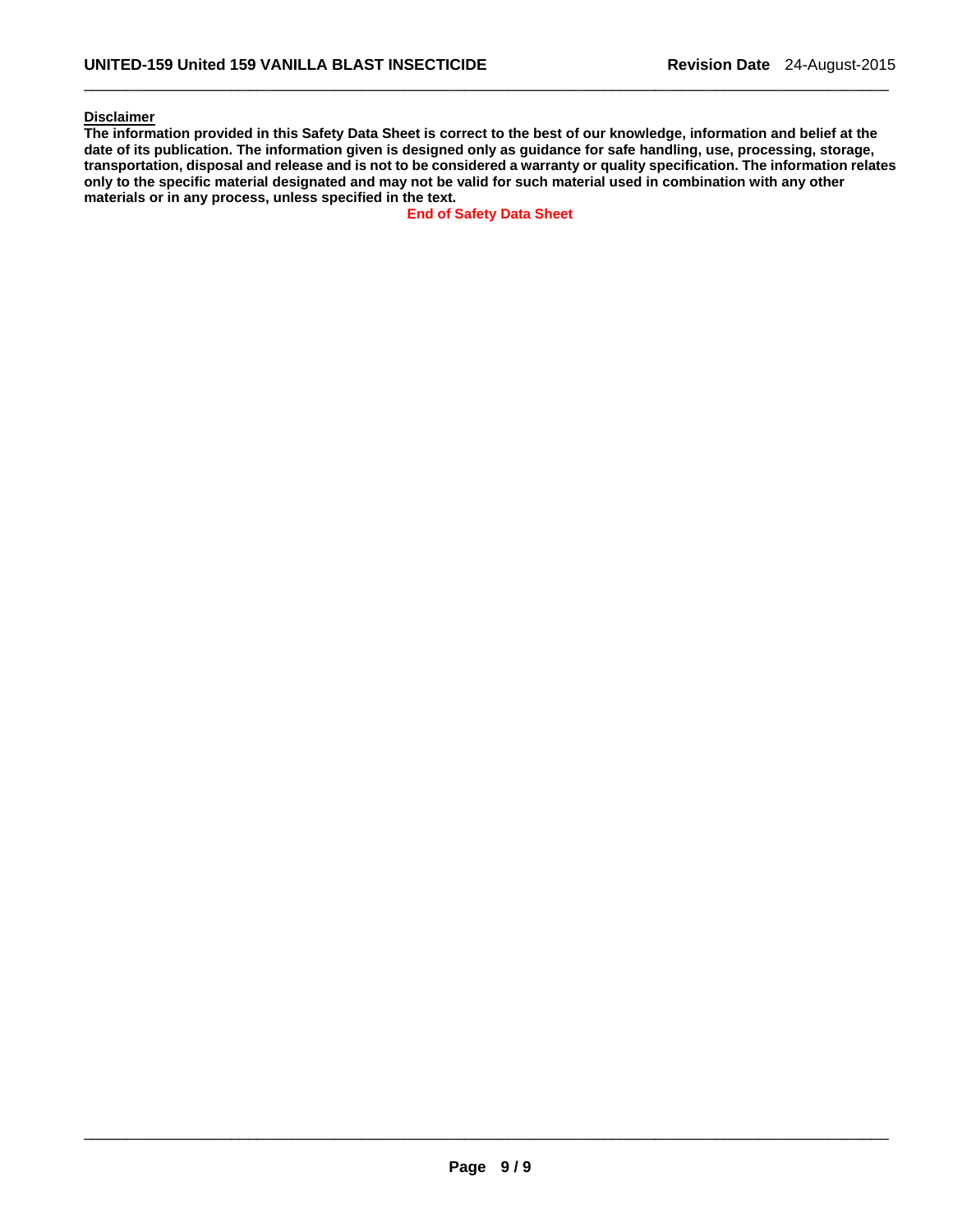**Disclaimer**

**The information provided in this Safety Data Sheet is correct to the best of our knowledge, information and belief at the date of its publication. The information given is designed only as guidance for safe handling, use, processing, storage, transportation, disposal and release and is not to be considered a warranty or quality specification. The information relates only to the specific material designated and may not be valid for such material used in combination with any other materials or in any process, unless specified in the text.**

**End of Safety Data Sheet**